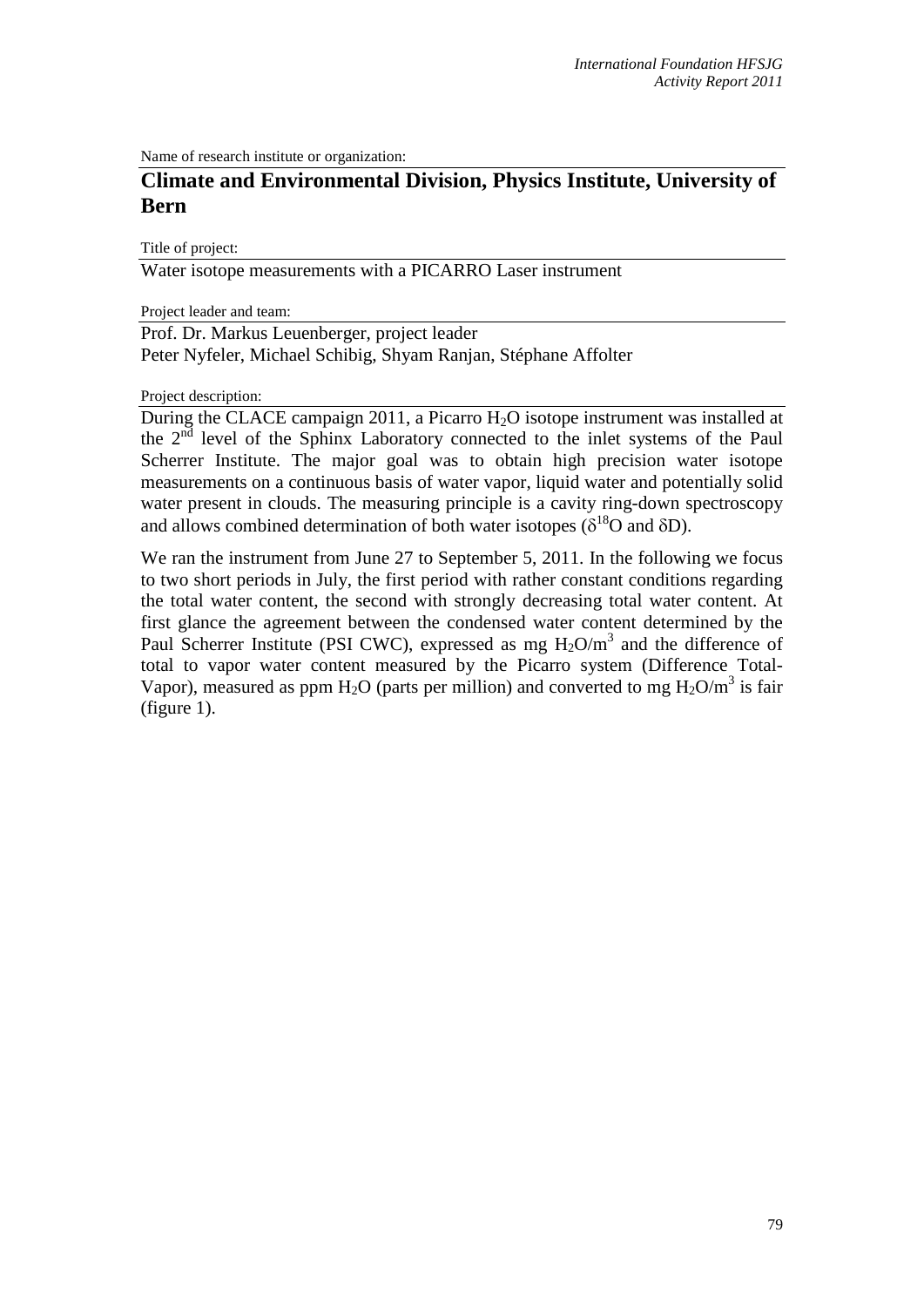Name of research institute or organization:

## Climate and Environmental Division, Physics Institute, University of Bern

Title of project:

Water isotope measurements with a PICARRO Laser instrument

Project leader and team:

Prof. Dr. Markus Leuenberger, project leader
Peter Nyfeler, Michael Schibig, Shyam Ranjan, Stéphane Affolter

Project description:

During the CLACE campaign 2011, a Picarro $H_2O$ isotope instrument was installed at the $2^{nd}$ level of the Sphinx Laboratory connected to the inlet systems of the Paul Scherrer Institute. The major goal was to obtain high precision water isotope measurements on a continuous basis of water vapor, liquid water and potentially solid water present in clouds. The measuring principle is a cavity ring-down spectroscopy and allows combined determination of both water isotopes ($\delta^{18}O$ and $\delta D$).

We ran the instrument from June 27 to September 5, 2011. In the following we focus to two short periods in July, the first period with rather constant conditions regarding the total water content, the second with strongly decreasing total water content. At first glance the agreement between the condensed water content determined by the Paul Scherrer Institute (PSI CWC), expressed as mg $H_2O/m^3$ and the difference of total to vapor water content measured by the Picarro system (Difference Total-Vapor), measured as ppm $H_2O$ (parts per million) and converted to mg $H_2O/m^3$ is fair (figure 1).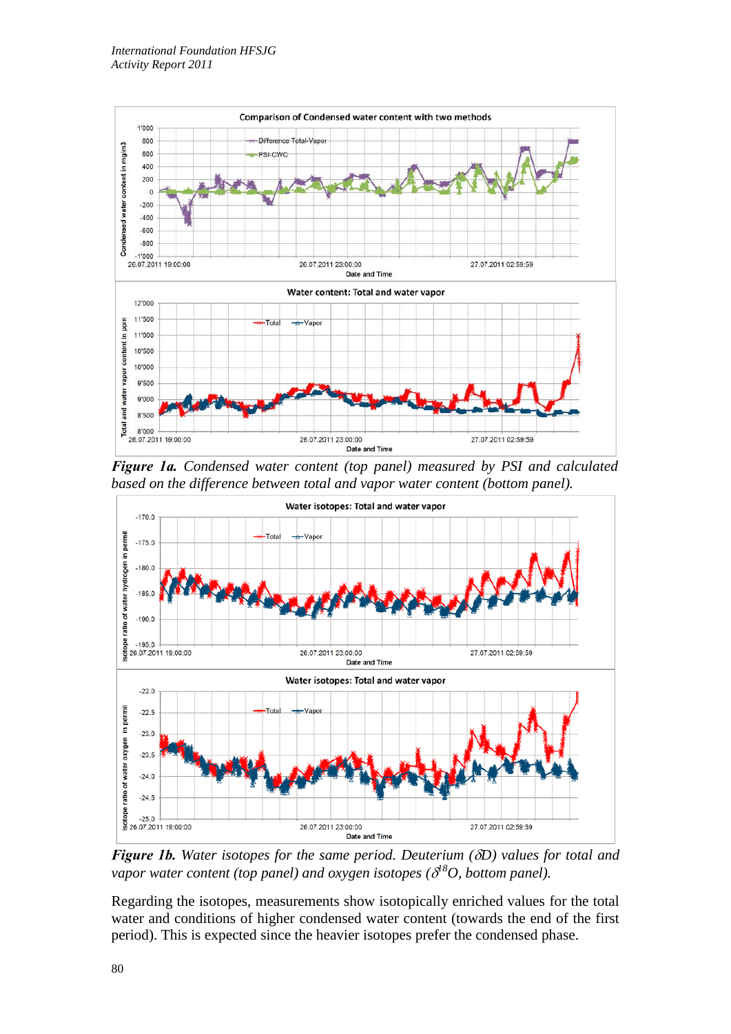***Figure 1a.*** *Condensed water content (top panel) measured by PSI and calculated based on the difference between total and vapor water content (bottom panel).*

***Figure 1b.*** *Water isotopes for the same period. Deuterium (δD) values for total and vapor water content (top panel) and oxygen isotopes ($\delta^{18}O$, bottom panel).*

Regarding the isotopes, measurements show isotopically enriched values for the total water and conditions of higher condensed water content (towards the end of the first period). This is expected since the heavier isotopes prefer the condensed phase.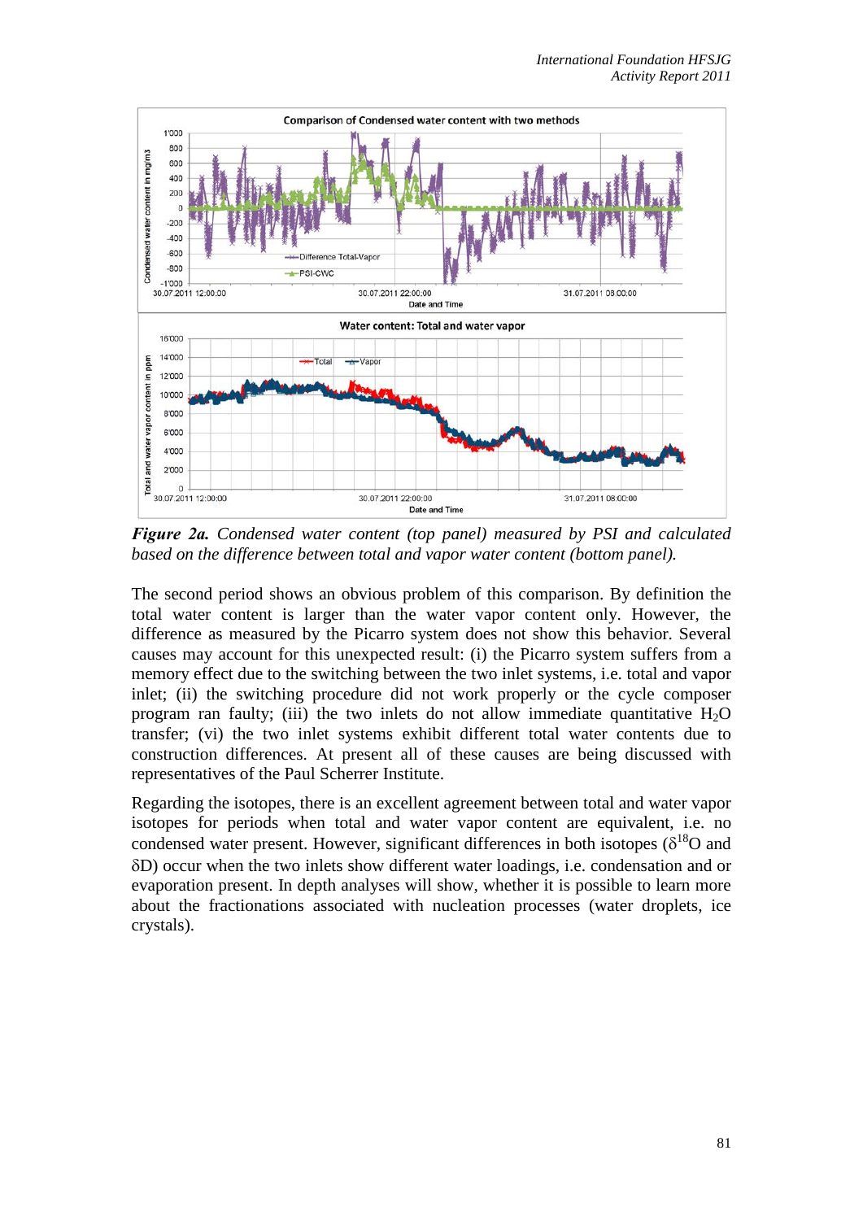***Figure 2a.*** *Condensed water content (top panel) measured by PSI and calculated based on the difference between total and vapor water content (bottom panel).*

The second period shows an obvious problem of this comparison. By definition the total water content is larger than the water vapor content only. However, the difference as measured by the Picarro system does not show this behavior. Several causes may account for this unexpected result: (i) the Picarro system suffers from a memory effect due to the switching between the two inlet systems, i.e. total and vapor inlet; (ii) the switching procedure did not work properly or the cycle composer program ran faulty; (iii) the two inlets do not allow immediate quantitative $H_2O$ transfer; (vi) the two inlet systems exhibit different total water contents due to construction differences. At present all of these causes are being discussed with representatives of the Paul Scherrer Institute.

Regarding the isotopes, there is an excellent agreement between total and water vapor isotopes for periods when total and water vapor content are equivalent, i.e. no condensed water present. However, significant differences in both isotopes ($\delta^{18}O$ and $\delta D$) occur when the two inlets show different water loadings, i.e. condensation and or evaporation present. In depth analyses will show, whether it is possible to learn more about the fractionations associated with nucleation processes (water droplets, ice crystals).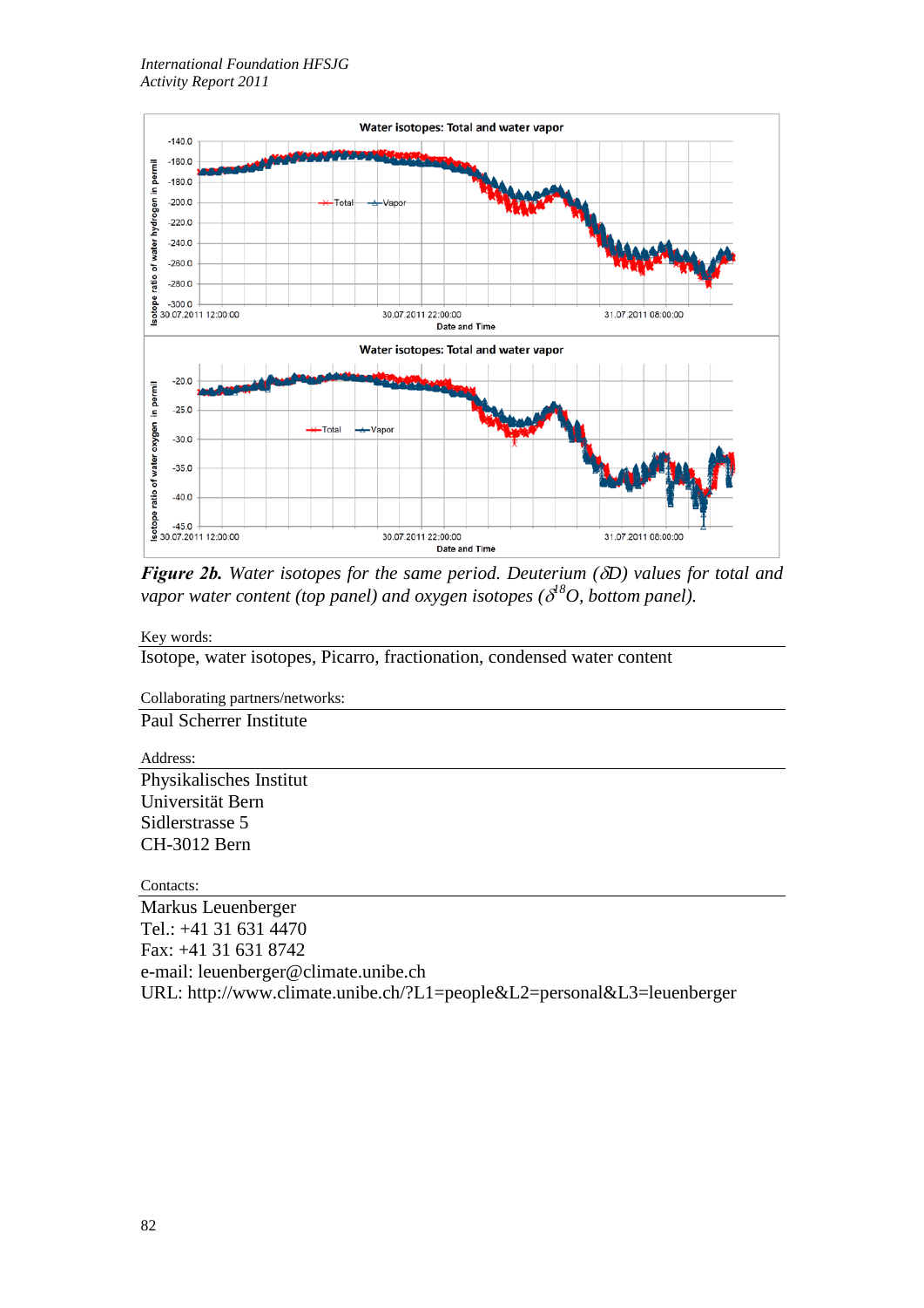Water isotopes: Total and water vapor

Isotope ratio of water hydrogen in permil

-140.0
-160.0
-180.0
-200.0
-220.0
-240.0
-260.0
-280.0
-300.0

Total
Vapor

30.07.2011 12:00:00
30.07.2011 22:00:00
31.07.2011 08:00:00

Date and Time

Water isotopes: Total and water vapor

Isotope ratio of water oxygen in permil

-20.0
-25.0
-30.0
-35.0
-40.0
-45.0

Total
Vapor

30.07.2011 12:00:00
30.07.2011 22:00:00
31.07.2011 08:00:00

Date and Time

***Figure 2b.*** *Water isotopes for the same period. Deuterium ($\delta D$) values for total and vapor water content (top panel) and oxygen isotopes ($\delta^{18}O$, bottom panel).*

Key words:

Isotope, water isotopes, Picarro, fractionation, condensed water content

Collaborating partners/networks:

Paul Scherrer Institute

Address:

Physikalisches Institut
Universität Bern
Sidlerstrasse 5
CH-3012 Bern

Contacts:

Markus Leuenberger
Tel.: +41 31 631 4470
Fax: +41 31 631 8742
e-mail: leuenberger@climate.unibe.ch
URL: http://www.climate.unibe.ch/?L1=people&L2=personal&L3=leuenberger